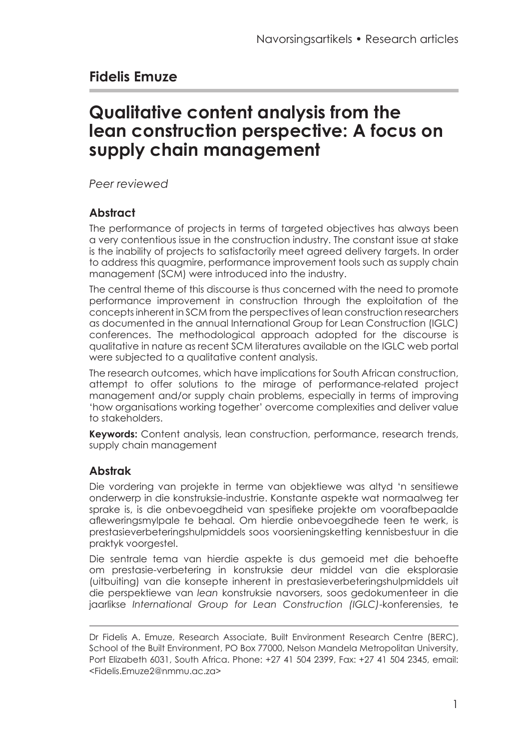**Fidelis Emuze**

# Qualitative content analysis from the lean construction perspective: A focus on supply chain management

*Peer reviewed*

## Abstract

The performance of projects in terms of targeted objectives has always been a very contentious issue in the construction industry. The constant issue at stake is the inability of projects to satisfactorily meet agreed delivery targets. In order to address this quagmire, performance improvement tools such as supply chain management (SCM) were introduced into the industry.

The central theme of this discourse is thus concerned with the need to promote performance improvement in construction through the exploitation of the concepts inherent in SCM from the perspectives of lean construction researchers as documented in the annual International Group for Lean Construction (IGLC) conferences. The methodological approach adopted for the discourse is qualitative in nature as recent SCM literatures available on the IGLC web portal were subjected to a qualitative content analysis.

The research outcomes, which have implications for South African construction, attempt to offer solutions to the mirage of performance-related project management and/or supply chain problems, especially in terms of improving 'how organisations working together' overcome complexities and deliver value to stakeholders.

**Keywords:** Content analysis, lean construction, performance, research trends, supply chain management

## Abstrak

Die vordering van projekte in terme van objektiewe was altyd 'n sensitiewe onderwerp in die konstruksie-industrie. Konstante aspekte wat normaalweg ter sprake is, is die onbevoegdheid van spesifieke projekte om voorafbepaalde afleweringsmylpale te behaal. Om hierdie onbevoegdhede teen te werk, is prestasieverbeteringshulpmiddels soos voorsieningsketting kennisbestuur in die praktyk voorgestel.

Die sentrale tema van hierdie aspekte is dus gemoeid met die behoefte om prestasie-verbetering in konstruksie deur middel van die eksplorasie (uitbuiting) van die konsepte inherent in prestasieverbeteringshulpmiddels uit die perspektiewe van *lean* konstruksie navorsers, soos gedokumenteer in die jaarlikse *International Group for Lean Construction (IGLC)*-konferensies, te

---

Dr Fidelis A. Emuze, Research Associate, Built Environment Research Centre (BERC), School of the Built Environment, PO Box 77000, Nelson Mandela Metropolitan University, Port Elizabeth 6031, South Africa. Phone: +27 41 504 2399, Fax: +27 41 504 2345, email: <Fidelis.Emuze2@nmmu.ac.za>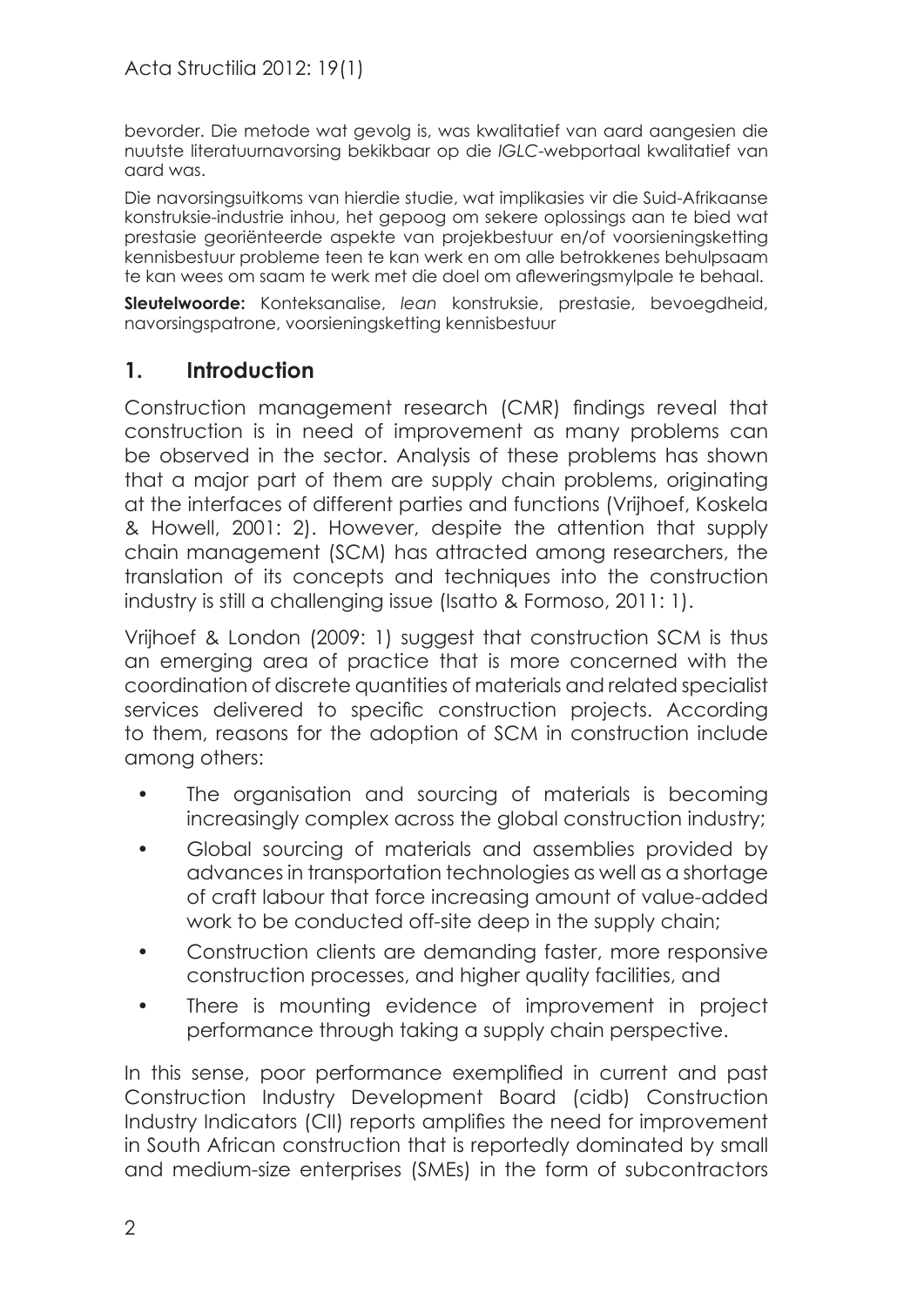bevorder. Die metode wat gevolg is, was kwalitatief van aard aangesien die nuutste literatuurnavorsing bekikbaar op die *IGLC*-webportaal kwalitatief van aard was.

Die navorsingsuitkoms van hierdie studie, wat implikasies vir die Suid-Afrikaanse konstruksie-industrie inhou, het gepoog om sekere oplossings aan te bied wat prestasie georiënteerde aspekte van projekbestuur en/of voorsieningsketting kennisbestuur probleme teen te kan werk en om alle betrokkenes behulpsaam te kan wees om saam te werk met die doel om afleweringsmylpale te behaal.

**Sleutelwoorde:** Konteksanalise, *lean* konstruksie, prestasie, bevoegdheid, navorsingspatrone, voorsieningsketting kennisbestuur

## 1. Introduction

Construction management research (CMR) findings reveal that construction is in need of improvement as many problems can be observed in the sector. Analysis of these problems has shown that a major part of them are supply chain problems, originating at the interfaces of different parties and functions (Vrijhoef, Koskela & Howell, 2001: 2). However, despite the attention that supply chain management (SCM) has attracted among researchers, the translation of its concepts and techniques into the construction industry is still a challenging issue (Isatto & Formoso, 2011: 1).

Vrijhoef & London (2009: 1) suggest that construction SCM is thus an emerging area of practice that is more concerned with the coordination of discrete quantities of materials and related specialist services delivered to specific construction projects. According to them, reasons for the adoption of SCM in construction include among others:

- The organisation and sourcing of materials is becoming increasingly complex across the global construction industry;
- Global sourcing of materials and assemblies provided by advances in transportation technologies as well as a shortage of craft labour that force increasing amount of value-added work to be conducted off-site deep in the supply chain;
- Construction clients are demanding faster, more responsive construction processes, and higher quality facilities, and
- There is mounting evidence of improvement in project performance through taking a supply chain perspective.

In this sense, poor performance exemplified in current and past Construction Industry Development Board (cidb) Construction Industry Indicators (CII) reports amplifies the need for improvement in South African construction that is reportedly dominated by small and medium-size enterprises (SMEs) in the form of subcontractors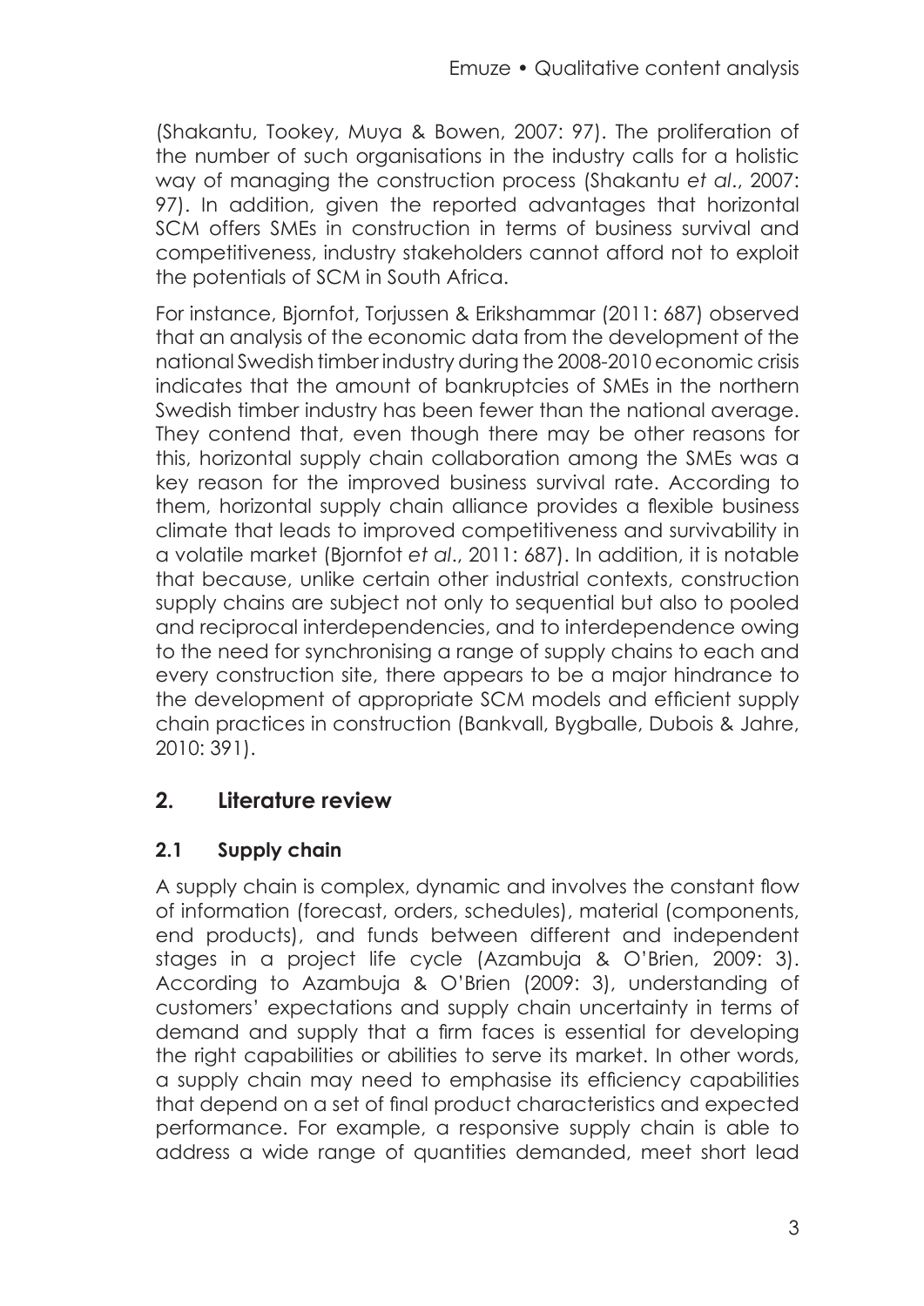(Shakantu, Tookey, Muya & Bowen, 2007: 97). The proliferation of the number of such organisations in the industry calls for a holistic way of managing the construction process (Shakantu *et al*., 2007: 97). In addition, given the reported advantages that horizontal SCM offers SMEs in construction in terms of business survival and competitiveness, industry stakeholders cannot afford not to exploit the potentials of SCM in South Africa.

For instance, Bjornfot, Torjussen & Erikshammar (2011: 687) observed that an analysis of the economic data from the development of the national Swedish timber industry during the 2008-2010 economic crisis indicates that the amount of bankruptcies of SMEs in the northern Swedish timber industry has been fewer than the national average. They contend that, even though there may be other reasons for this, horizontal supply chain collaboration among the SMEs was a key reason for the improved business survival rate. According to them, horizontal supply chain alliance provides a flexible business climate that leads to improved competitiveness and survivability in a volatile market (Bjornfot *et al*., 2011: 687). In addition, it is notable that because, unlike certain other industrial contexts, construction supply chains are subject not only to sequential but also to pooled and reciprocal interdependencies, and to interdependence owing to the need for synchronising a range of supply chains to each and every construction site, there appears to be a major hindrance to the development of appropriate SCM models and efficient supply chain practices in construction (Bankvall, Bygballe, Dubois & Jahre, 2010: 391).

## 2. Literature review

### 2.1 Supply chain

A supply chain is complex, dynamic and involves the constant flow of information (forecast, orders, schedules), material (components, end products), and funds between different and independent stages in a project life cycle (Azambuja & O'Brien, 2009: 3). According to Azambuja & O'Brien (2009: 3), understanding of customers' expectations and supply chain uncertainty in terms of demand and supply that a firm faces is essential for developing the right capabilities or abilities to serve its market. In other words, a supply chain may need to emphasise its efficiency capabilities that depend on a set of final product characteristics and expected performance. For example, a responsive supply chain is able to address a wide range of quantities demanded, meet short lead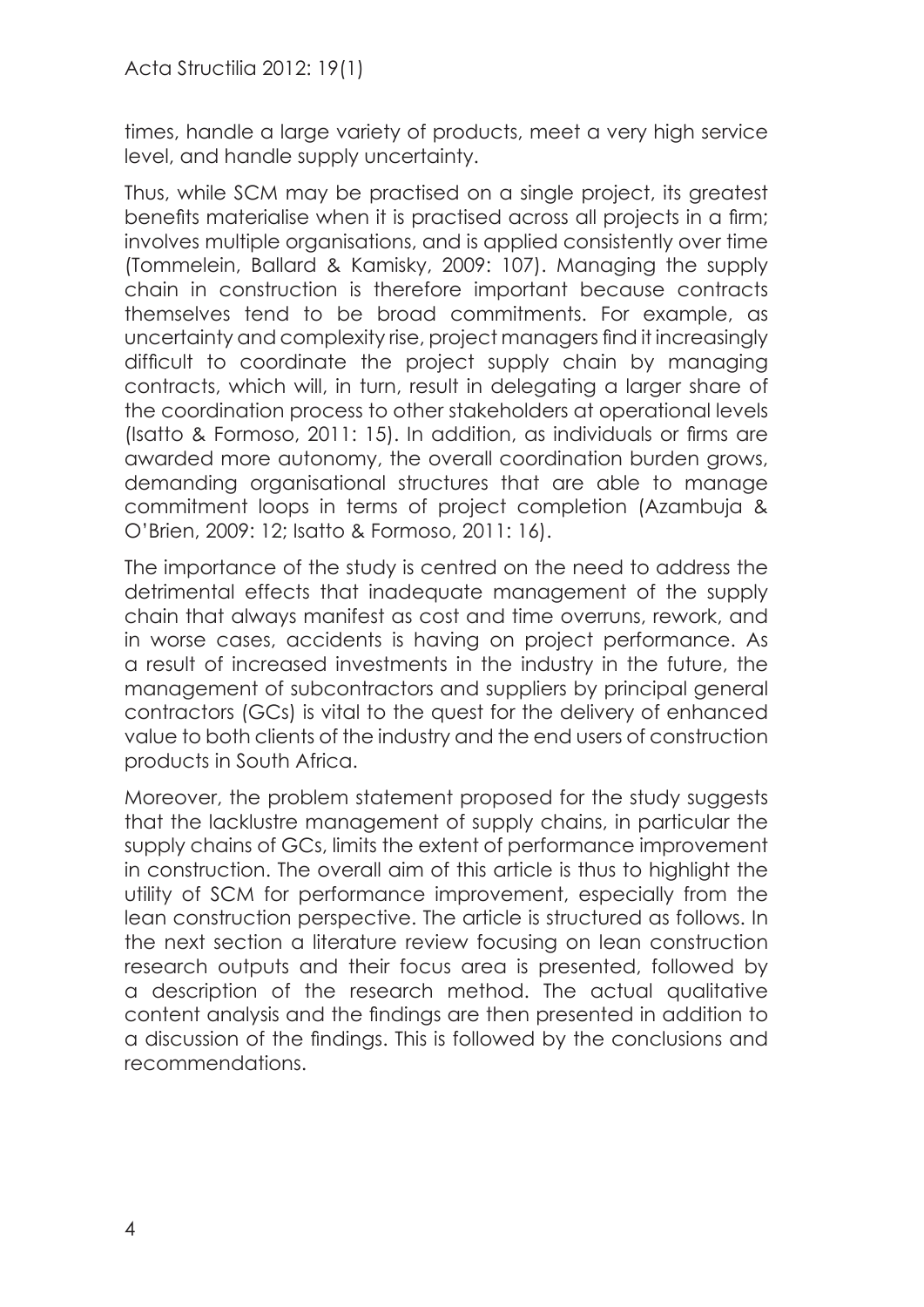times, handle a large variety of products, meet a very high service level, and handle supply uncertainty.

Thus, while SCM may be practised on a single project, its greatest benefits materialise when it is practised across all projects in a firm; involves multiple organisations, and is applied consistently over time (Tommelein, Ballard & Kamisky, 2009: 107). Managing the supply chain in construction is therefore important because contracts themselves tend to be broad commitments. For example, as uncertainty and complexity rise, project managers find it increasingly difficult to coordinate the project supply chain by managing contracts, which will, in turn, result in delegating a larger share of the coordination process to other stakeholders at operational levels (Isatto & Formoso, 2011: 15). In addition, as individuals or firms are awarded more autonomy, the overall coordination burden grows, demanding organisational structures that are able to manage commitment loops in terms of project completion (Azambuja & O'Brien, 2009: 12; Isatto & Formoso, 2011: 16).

The importance of the study is centred on the need to address the detrimental effects that inadequate management of the supply chain that always manifest as cost and time overruns, rework, and in worse cases, accidents is having on project performance. As a result of increased investments in the industry in the future, the management of subcontractors and suppliers by principal general contractors (GCs) is vital to the quest for the delivery of enhanced value to both clients of the industry and the end users of construction products in South Africa.

Moreover, the problem statement proposed for the study suggests that the lacklustre management of supply chains, in particular the supply chains of GCs, limits the extent of performance improvement in construction. The overall aim of this article is thus to highlight the utility of SCM for performance improvement, especially from the lean construction perspective. The article is structured as follows. In the next section a literature review focusing on lean construction research outputs and their focus area is presented, followed by a description of the research method. The actual qualitative content analysis and the findings are then presented in addition to a discussion of the findings. This is followed by the conclusions and recommendations.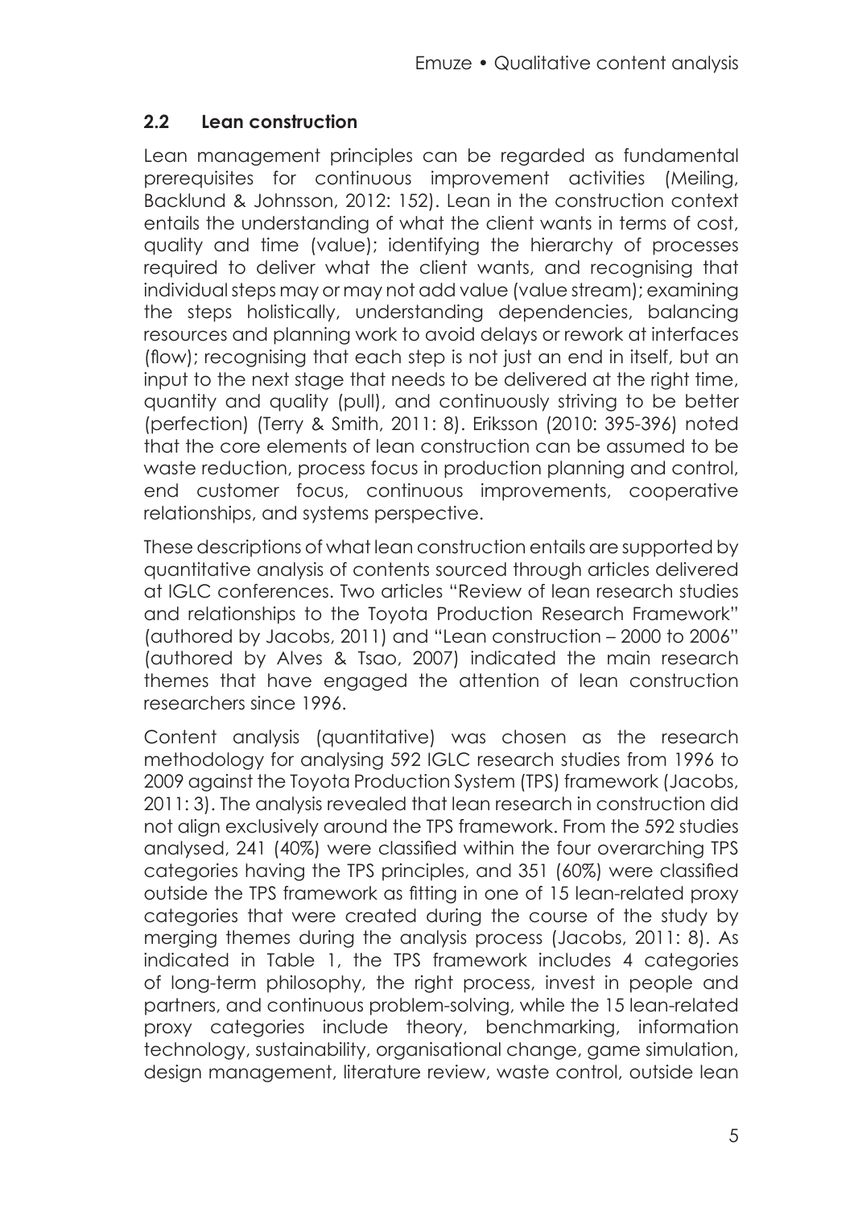## 2.2 Lean construction

Lean management principles can be regarded as fundamental prerequisites for continuous improvement activities (Meiling, Backlund & Johnsson, 2012: 152). Lean in the construction context entails the understanding of what the client wants in terms of cost, quality and time (value); identifying the hierarchy of processes required to deliver what the client wants, and recognising that individual steps may or may not add value (value stream); examining the steps holistically, understanding dependencies, balancing resources and planning work to avoid delays or rework at interfaces (flow); recognising that each step is not just an end in itself, but an input to the next stage that needs to be delivered at the right time, quantity and quality (pull), and continuously striving to be better (perfection) (Terry & Smith, 2011: 8). Eriksson (2010: 395-396) noted that the core elements of lean construction can be assumed to be waste reduction, process focus in production planning and control, end customer focus, continuous improvements, cooperative relationships, and systems perspective.

These descriptions of what lean construction entails are supported by quantitative analysis of contents sourced through articles delivered at IGLC conferences. Two articles "Review of lean research studies and relationships to the Toyota Production Research Framework" (authored by Jacobs, 2011) and "Lean construction – 2000 to 2006" (authored by Alves & Tsao, 2007) indicated the main research themes that have engaged the attention of lean construction researchers since 1996.

Content analysis (quantitative) was chosen as the research methodology for analysing 592 IGLC research studies from 1996 to 2009 against the Toyota Production System (TPS) framework (Jacobs, 2011: 3). The analysis revealed that lean research in construction did not align exclusively around the TPS framework. From the 592 studies analysed, 241 (40%) were classified within the four overarching TPS categories having the TPS principles, and 351 (60%) were classified outside the TPS framework as fitting in one of 15 lean-related proxy categories that were created during the course of the study by merging themes during the analysis process (Jacobs, 2011: 8). As indicated in Table 1, the TPS framework includes 4 categories of long-term philosophy, the right process, invest in people and partners, and continuous problem-solving, while the 15 lean-related proxy categories include theory, benchmarking, information technology, sustainability, organisational change, game simulation, design management, literature review, waste control, outside lean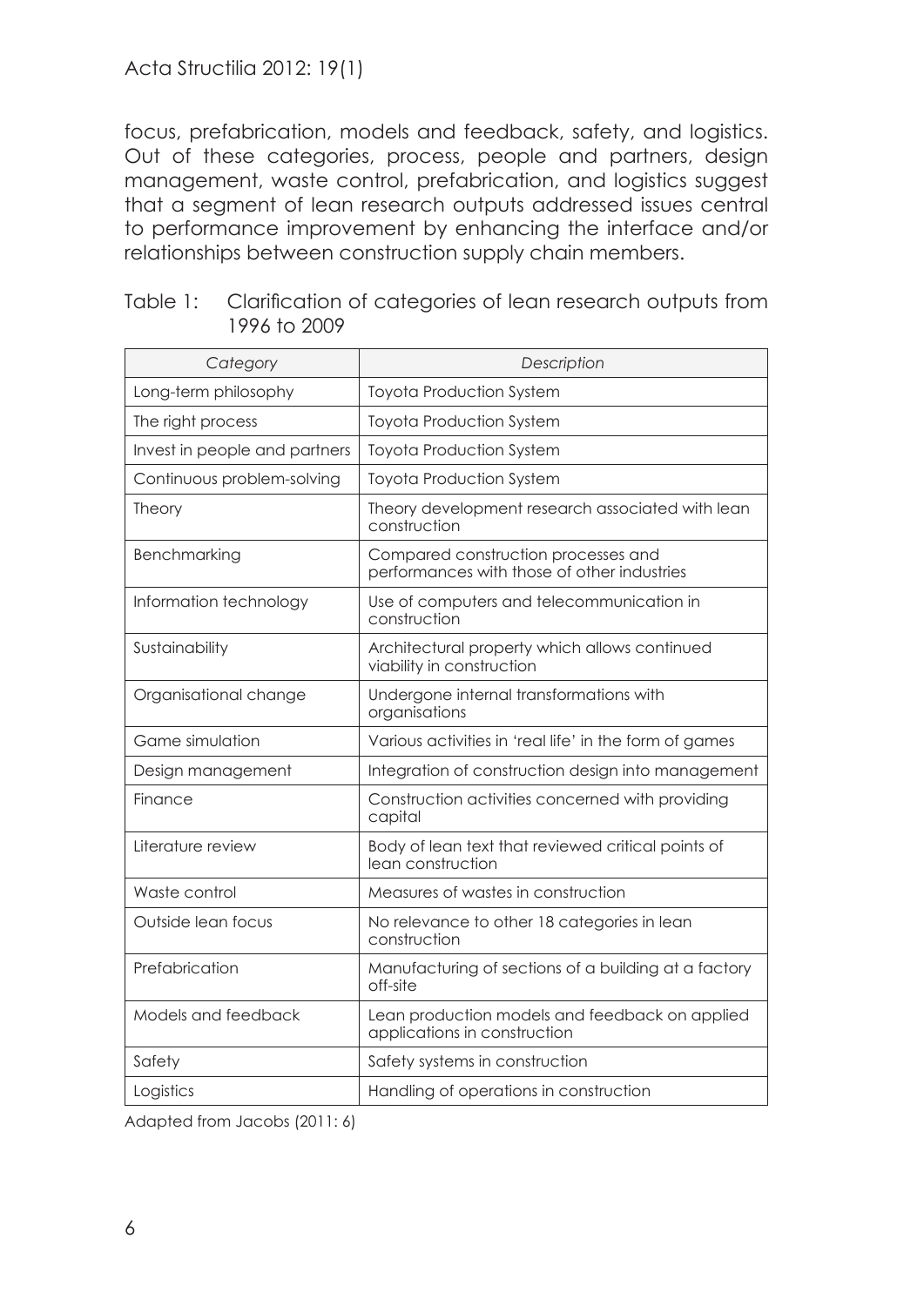focus, prefabrication, models and feedback, safety, and logistics. Out of these categories, process, people and partners, design management, waste control, prefabrication, and logistics suggest that a segment of lean research outputs addressed issues central to performance improvement by enhancing the interface and/or relationships between construction supply chain members.

Table 1: Clarification of categories of lean research outputs from 1996 to 2009

| *Category* | *Description* |
| --- | --- |
| Long-term philosophy | Toyota Production System |
| The right process | Toyota Production System |
| Invest in people and partners | Toyota Production System |
| Continuous problem-solving | Toyota Production System |
| Theory | Theory development research associated with lean construction |
| Benchmarking | Compared construction processes and performances with those of other industries |
| Information technology | Use of computers and telecommunication in construction |
| Sustainability | Architectural property which allows continued viability in construction |
| Organisational change | Undergone internal transformations with organisations |
| Game simulation | Various activities in 'real life' in the form of games |
| Design management | Integration of construction design into management |
| Finance | Construction activities concerned with providing capital |
| Literature review | Body of lean text that reviewed critical points of lean construction |
| Waste control | Measures of wastes in construction |
| Outside lean focus | No relevance to other 18 categories in lean construction |
| Prefabrication | Manufacturing of sections of a building at a factory off-site |
| Models and feedback | Lean production models and feedback on applied applications in construction |
| Safety | Safety systems in construction |
| Logistics | Handling of operations in construction |

Adapted from Jacobs (2011: 6)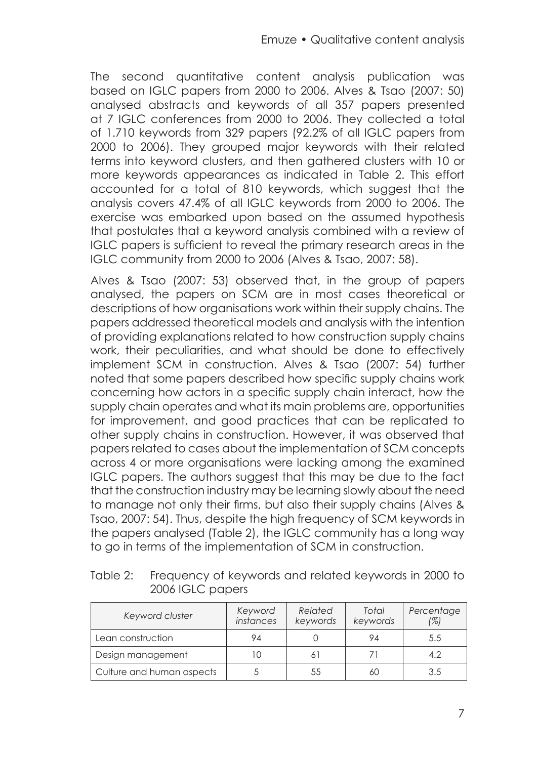The second quantitative content analysis publication was based on IGLC papers from 2000 to 2006. Alves & Tsao (2007: 50) analysed abstracts and keywords of all 357 papers presented at 7 IGLC conferences from 2000 to 2006. They collected a total of 1.710 keywords from 329 papers (92.2% of all IGLC papers from 2000 to 2006). They grouped major keywords with their related terms into keyword clusters, and then gathered clusters with 10 or more keywords appearances as indicated in Table 2. This effort accounted for a total of 810 keywords, which suggest that the analysis covers 47.4% of all IGLC keywords from 2000 to 2006. The exercise was embarked upon based on the assumed hypothesis that postulates that a keyword analysis combined with a review of IGLC papers is sufficient to reveal the primary research areas in the IGLC community from 2000 to 2006 (Alves & Tsao, 2007: 58).

Alves & Tsao (2007: 53) observed that, in the group of papers analysed, the papers on SCM are in most cases theoretical or descriptions of how organisations work within their supply chains. The papers addressed theoretical models and analysis with the intention of providing explanations related to how construction supply chains work, their peculiarities, and what should be done to effectively implement SCM in construction. Alves & Tsao (2007: 54) further noted that some papers described how specific supply chains work concerning how actors in a specific supply chain interact, how the supply chain operates and what its main problems are, opportunities for improvement, and good practices that can be replicated to other supply chains in construction. However, it was observed that papers related to cases about the implementation of SCM concepts across 4 or more organisations were lacking among the examined IGLC papers. The authors suggest that this may be due to the fact that the construction industry may be learning slowly about the need to manage not only their firms, but also their supply chains (Alves & Tsao, 2007: 54). Thus, despite the high frequency of SCM keywords in the papers analysed (Table 2), the IGLC community has a long way to go in terms of the implementation of SCM in construction.

Table 2: Frequency of keywords and related keywords in 2000 to 2006 IGLC papers

| *Keyword cluster* | *Keyword instances* | *Related keywords* | *Total keywords* | *Percentage (%)* |
|---|---|---|---|---|
| Lean construction | 94 | 0 | 94 | 5.5 |
| Design management | 10 | 61 | 71 | 4.2 |
| Culture and human aspects | 5 | 55 | 60 | 3.5 |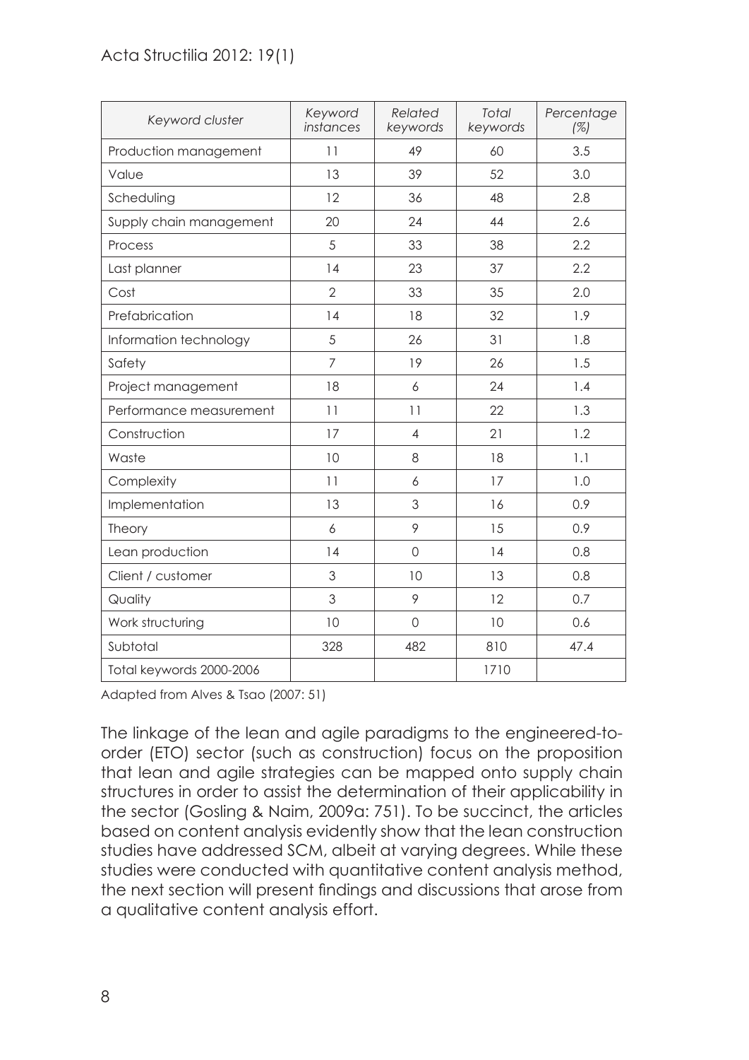| *Keyword cluster* | *Keyword instances* | *Related keywords* | *Total keywords* | *Percentage (%)* |
|---|---|---|---|---|
| Production management | 11 | 49 | 60 | 3.5 |
| Value | 13 | 39 | 52 | 3.0 |
| Scheduling | 12 | 36 | 48 | 2.8 |
| Supply chain management | 20 | 24 | 44 | 2.6 |
| Process | 5 | 33 | 38 | 2.2 |
| Last planner | 14 | 23 | 37 | 2.2 |
| Cost | 2 | 33 | 35 | 2.0 |
| Prefabrication | 14 | 18 | 32 | 1.9 |
| Information technology | 5 | 26 | 31 | 1.8 |
| Safety | 7 | 19 | 26 | 1.5 |
| Project management | 18 | 6 | 24 | 1.4 |
| Performance measurement | 11 | 11 | 22 | 1.3 |
| Construction | 17 | 4 | 21 | 1.2 |
| Waste | 10 | 8 | 18 | 1.1 |
| Complexity | 11 | 6 | 17 | 1.0 |
| Implementation | 13 | 3 | 16 | 0.9 |
| Theory | 6 | 9 | 15 | 0.9 |
| Lean production | 14 | 0 | 14 | 0.8 |
| Client / customer | 3 | 10 | 13 | 0.8 |
| Quality | 3 | 9 | 12 | 0.7 |
| Work structuring | 10 | 0 | 10 | 0.6 |
| Subtotal | 328 | 482 | 810 | 47.4 |
| Total keywords 2000-2006 | | | 1710 | |

Adapted from Alves & Tsao (2007: 51)

The linkage of the lean and agile paradigms to the engineered-to-order (ETO) sector (such as construction) focus on the proposition that lean and agile strategies can be mapped onto supply chain structures in order to assist the determination of their applicability in the sector (Gosling & Naim, 2009a: 751). To be succinct, the articles based on content analysis evidently show that the lean construction studies have addressed SCM, albeit at varying degrees. While these studies were conducted with quantitative content analysis method, the next section will present findings and discussions that arose from a qualitative content analysis effort.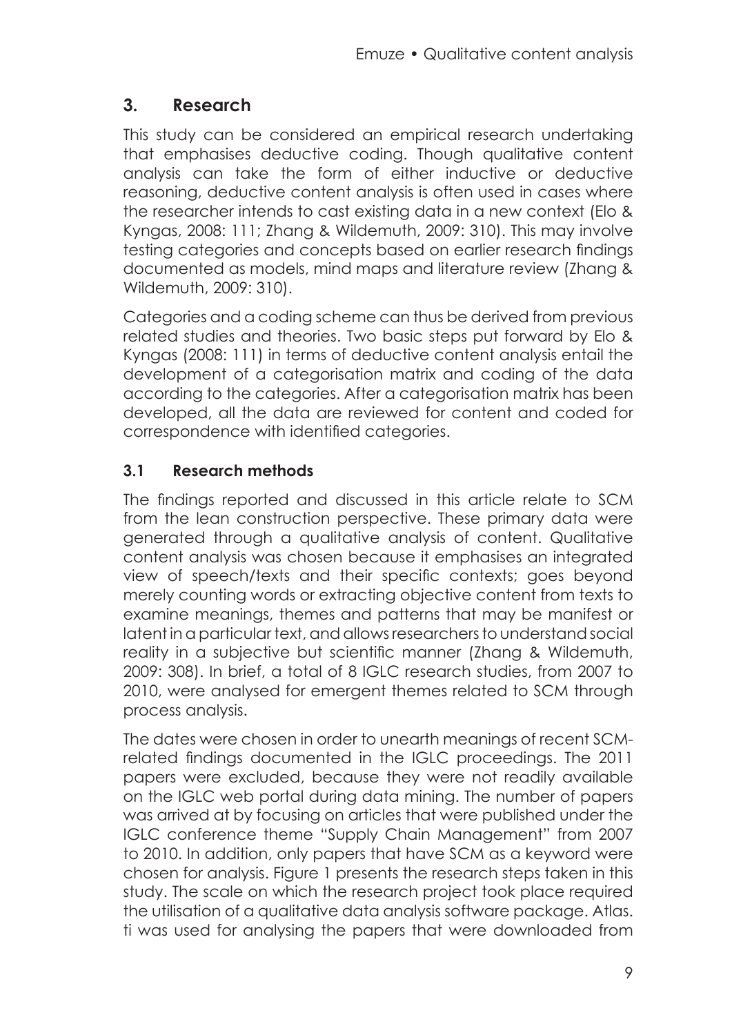## 3. Research

This study can be considered an empirical research undertaking that emphasises deductive coding. Though qualitative content analysis can take the form of either inductive or deductive reasoning, deductive content analysis is often used in cases where the researcher intends to cast existing data in a new context (Elo & Kyngas, 2008: 111; Zhang & Wildemuth, 2009: 310). This may involve testing categories and concepts based on earlier research findings documented as models, mind maps and literature review (Zhang & Wildemuth, 2009: 310).

Categories and a coding scheme can thus be derived from previous related studies and theories. Two basic steps put forward by Elo & Kyngas (2008: 111) in terms of deductive content analysis entail the development of a categorisation matrix and coding of the data according to the categories. After a categorisation matrix has been developed, all the data are reviewed for content and coded for correspondence with identified categories.

### 3.1 Research methods

The findings reported and discussed in this article relate to SCM from the lean construction perspective. These primary data were generated through a qualitative analysis of content. Qualitative content analysis was chosen because it emphasises an integrated view of speech/texts and their specific contexts; goes beyond merely counting words or extracting objective content from texts to examine meanings, themes and patterns that may be manifest or latent in a particular text, and allows researchers to understand social reality in a subjective but scientific manner (Zhang & Wildemuth, 2009: 308). In brief, a total of 8 IGLC research studies, from 2007 to 2010, were analysed for emergent themes related to SCM through process analysis.

The dates were chosen in order to unearth meanings of recent SCM-related findings documented in the IGLC proceedings. The 2011 papers were excluded, because they were not readily available on the IGLC web portal during data mining. The number of papers was arrived at by focusing on articles that were published under the IGLC conference theme "Supply Chain Management" from 2007 to 2010. In addition, only papers that have SCM as a keyword were chosen for analysis. Figure 1 presents the research steps taken in this study. The scale on which the research project took place required the utilisation of a qualitative data analysis software package. Atlas.ti was used for analysing the papers that were downloaded from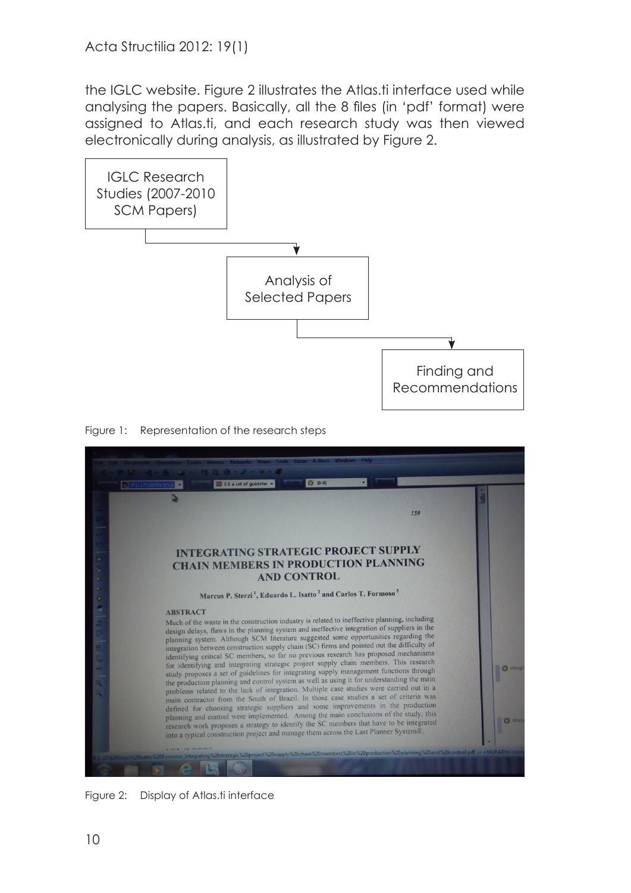the IGLC website. Figure 2 illustrates the Atlas.ti interface used while analysing the papers. Basically, all the 8 files (in 'pdf' format) were assigned to Atlas.ti, and each research study was then viewed electronically during analysis, as illustrated by Figure 2.

IGLC Research Studies (2007-2010 SCM Papers) → Analysis of Selected Papers → Finding and Recommendations

Figure 1: Representation of the research steps

Figure 2: Display of Atlas.ti interface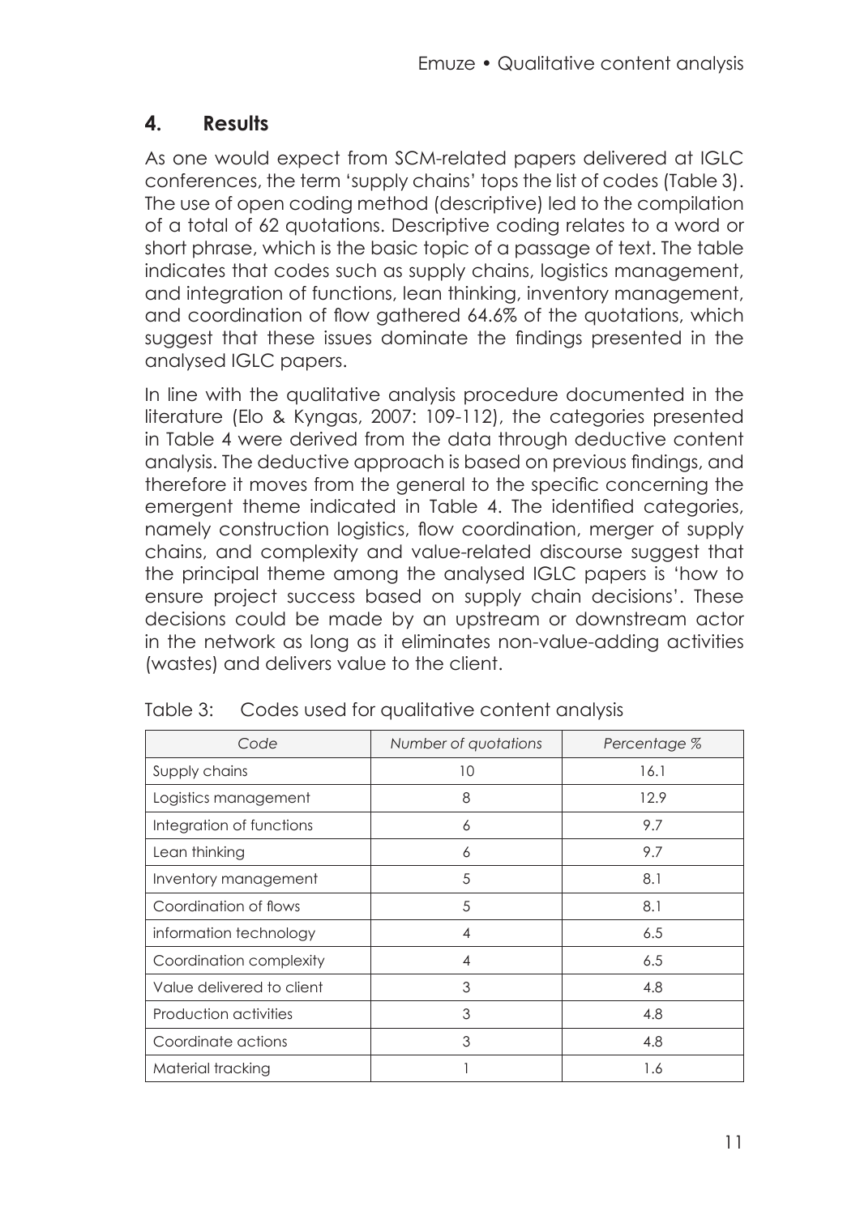## 4. Results

As one would expect from SCM-related papers delivered at IGLC conferences, the term 'supply chains' tops the list of codes (Table 3). The use of open coding method (descriptive) led to the compilation of a total of 62 quotations. Descriptive coding relates to a word or short phrase, which is the basic topic of a passage of text. The table indicates that codes such as supply chains, logistics management, and integration of functions, lean thinking, inventory management, and coordination of flow gathered 64.6% of the quotations, which suggest that these issues dominate the findings presented in the analysed IGLC papers.

In line with the qualitative analysis procedure documented in the literature (Elo & Kyngas, 2007: 109-112), the categories presented in Table 4 were derived from the data through deductive content analysis. The deductive approach is based on previous findings, and therefore it moves from the general to the specific concerning the emergent theme indicated in Table 4. The identified categories, namely construction logistics, flow coordination, merger of supply chains, and complexity and value-related discourse suggest that the principal theme among the analysed IGLC papers is 'how to ensure project success based on supply chain decisions'. These decisions could be made by an upstream or downstream actor in the network as long as it eliminates non-value-adding activities (wastes) and delivers value to the client.

Table 3: Codes used for qualitative content analysis

| *Code* | *Number of quotations* | *Percentage %* |
|---|---|---|
| Supply chains | 10 | 16.1 |
| Logistics management | 8 | 12.9 |
| Integration of functions | 6 | 9.7 |
| Lean thinking | 6 | 9.7 |
| Inventory management | 5 | 8.1 |
| Coordination of flows | 5 | 8.1 |
| information technology | 4 | 6.5 |
| Coordination complexity | 4 | 6.5 |
| Value delivered to client | 3 | 4.8 |
| Production activities | 3 | 4.8 |
| Coordinate actions | 3 | 4.8 |
| Material tracking | 1 | 1.6 |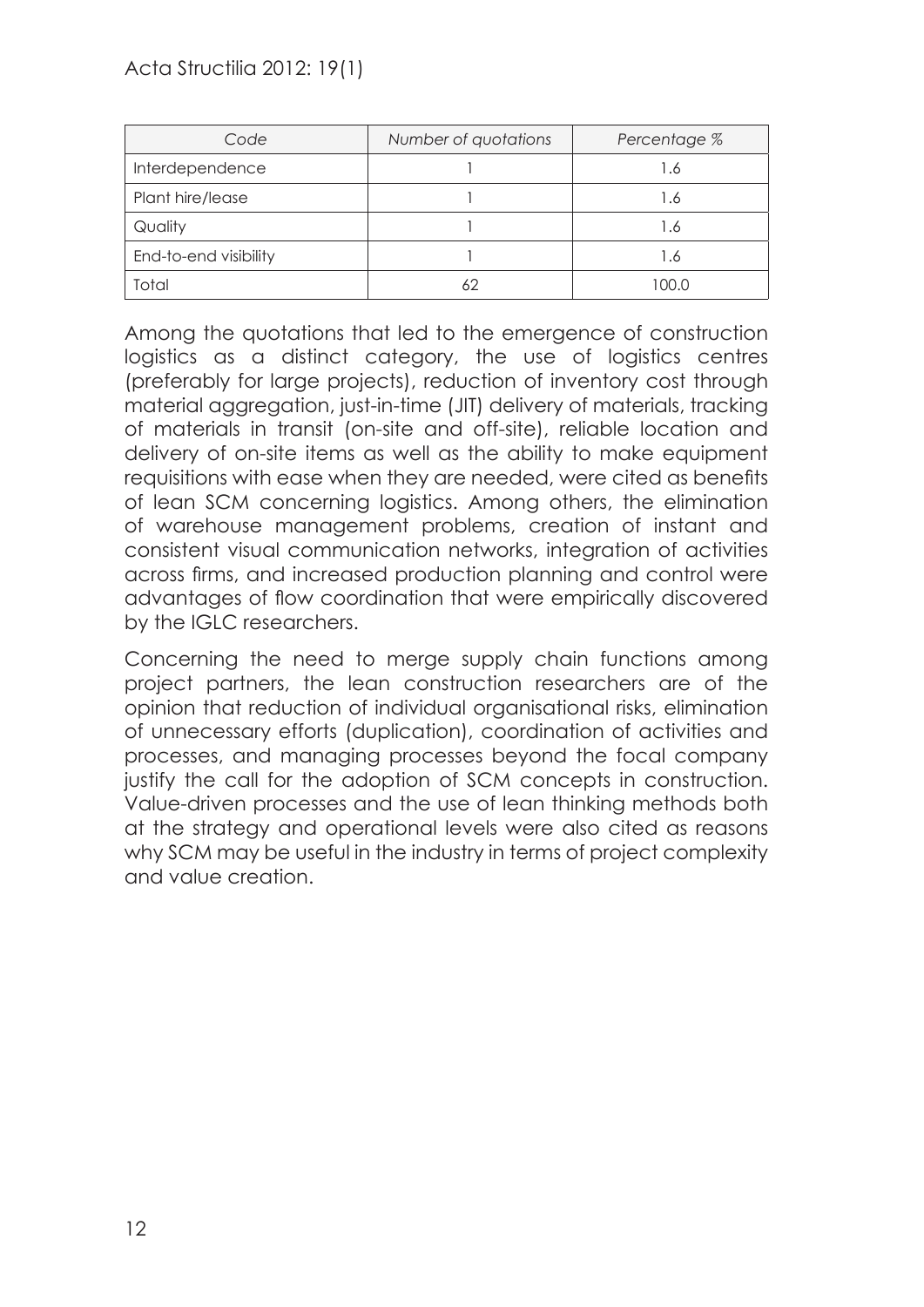| Code | Number of quotations | Percentage % |
|---|---|---|
| Interdependence | 1 | 1.6 |
| Plant hire/lease | 1 | 1.6 |
| Quality | 1 | 1.6 |
| End-to-end visibility | 1 | 1.6 |
| Total | 62 | 100.0 |

Among the quotations that led to the emergence of construction logistics as a distinct category, the use of logistics centres (preferably for large projects), reduction of inventory cost through material aggregation, just-in-time (JIT) delivery of materials, tracking of materials in transit (on-site and off-site), reliable location and delivery of on-site items as well as the ability to make equipment requisitions with ease when they are needed, were cited as benefits of lean SCM concerning logistics. Among others, the elimination of warehouse management problems, creation of instant and consistent visual communication networks, integration of activities across firms, and increased production planning and control were advantages of flow coordination that were empirically discovered by the IGLC researchers.

Concerning the need to merge supply chain functions among project partners, the lean construction researchers are of the opinion that reduction of individual organisational risks, elimination of unnecessary efforts (duplication), coordination of activities and processes, and managing processes beyond the focal company justify the call for the adoption of SCM concepts in construction. Value-driven processes and the use of lean thinking methods both at the strategy and operational levels were also cited as reasons why SCM may be useful in the industry in terms of project complexity and value creation.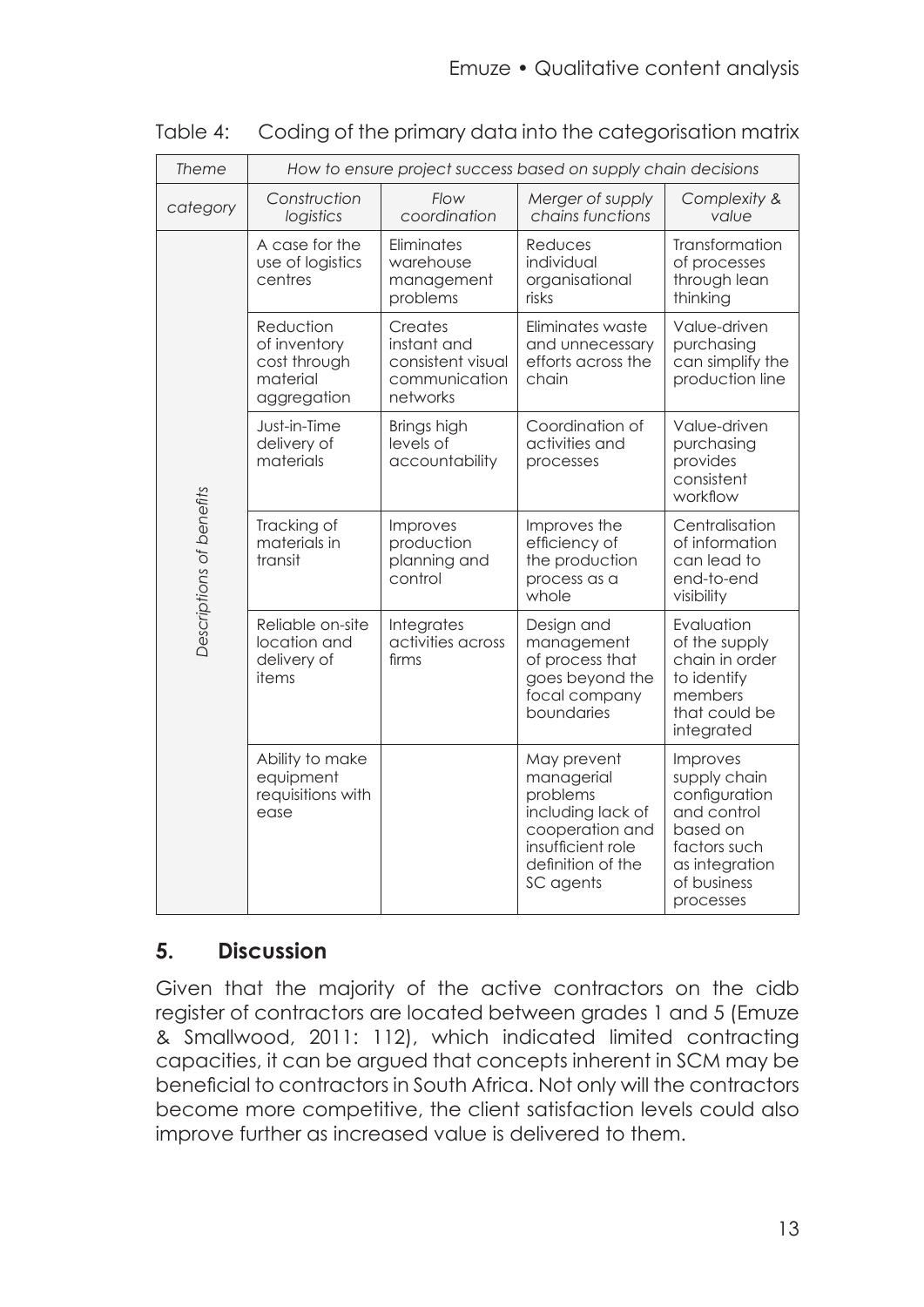Table 4: Coding of the primary data into the categorisation matrix

| *Theme* | *How to ensure project success based on supply chain decisions* | | | |
|---|---|---|---|---|
| *category* | *Construction logistics* | *Flow coordination* | *Merger of supply chains functions* | *Complexity & value* |
| *Descriptions of benefits* | A case for the use of logistics centres | Eliminates warehouse management problems | Reduces individual organisational risks | Transformation of processes through lean thinking |
| | Reduction of inventory cost through material aggregation | Creates instant and consistent visual communication networks | Eliminates waste and unnecessary efforts across the chain | Value-driven purchasing can simplify the production line |
| | Just-in-Time delivery of materials | Brings high levels of accountability | Coordination of activities and processes | Value-driven purchasing provides consistent workflow |
| | Tracking of materials in transit | Improves production planning and control | Improves the efficiency of the production process as a whole | Centralisation of information can lead to end-to-end visibility |
| | Reliable on-site location and delivery of items | Integrates activities across firms | Design and management of process that goes beyond the focal company boundaries | Evaluation of the supply chain in order to identify members that could be integrated |
| | Ability to make equipment requisitions with ease | | May prevent managerial problems including lack of cooperation and insufficient role definition of the SC agents | Improves supply chain configuration and control based on factors such as integration of business processes |

## 5. Discussion

Given that the majority of the active contractors on the cidb register of contractors are located between grades 1 and 5 (Emuze & Smallwood, 2011: 112), which indicated limited contracting capacities, it can be argued that concepts inherent in SCM may be beneficial to contractors in South Africa. Not only will the contractors become more competitive, the client satisfaction levels could also improve further as increased value is delivered to them.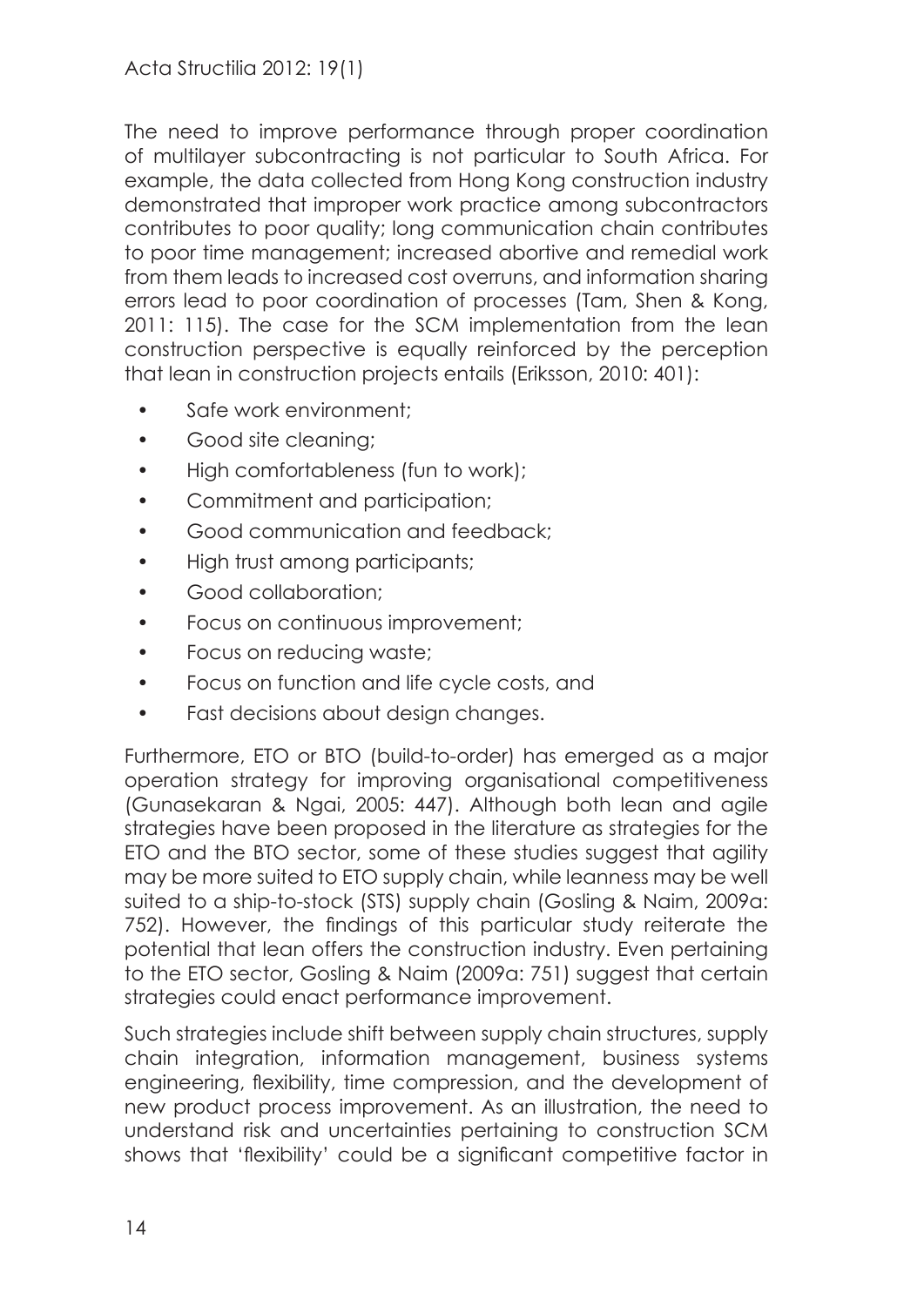The need to improve performance through proper coordination of multilayer subcontracting is not particular to South Africa. For example, the data collected from Hong Kong construction industry demonstrated that improper work practice among subcontractors contributes to poor quality; long communication chain contributes to poor time management; increased abortive and remedial work from them leads to increased cost overruns, and information sharing errors lead to poor coordination of processes (Tam, Shen & Kong, 2011: 115). The case for the SCM implementation from the lean construction perspective is equally reinforced by the perception that lean in construction projects entails (Eriksson, 2010: 401):

- Safe work environment;
- Good site cleaning;
- High comfortableness (fun to work);
- Commitment and participation;
- Good communication and feedback;
- High trust among participants;
- Good collaboration;
- Focus on continuous improvement;
- Focus on reducing waste;
- Focus on function and life cycle costs, and
- Fast decisions about design changes.

Furthermore, ETO or BTO (build-to-order) has emerged as a major operation strategy for improving organisational competitiveness (Gunasekaran & Ngai, 2005: 447). Although both lean and agile strategies have been proposed in the literature as strategies for the ETO and the BTO sector, some of these studies suggest that agility may be more suited to ETO supply chain, while leanness may be well suited to a ship-to-stock (STS) supply chain (Gosling & Naim, 2009a: 752). However, the findings of this particular study reiterate the potential that lean offers the construction industry. Even pertaining to the ETO sector, Gosling & Naim (2009a: 751) suggest that certain strategies could enact performance improvement.

Such strategies include shift between supply chain structures, supply chain integration, information management, business systems engineering, flexibility, time compression, and the development of new product process improvement. As an illustration, the need to understand risk and uncertainties pertaining to construction SCM shows that 'flexibility' could be a significant competitive factor in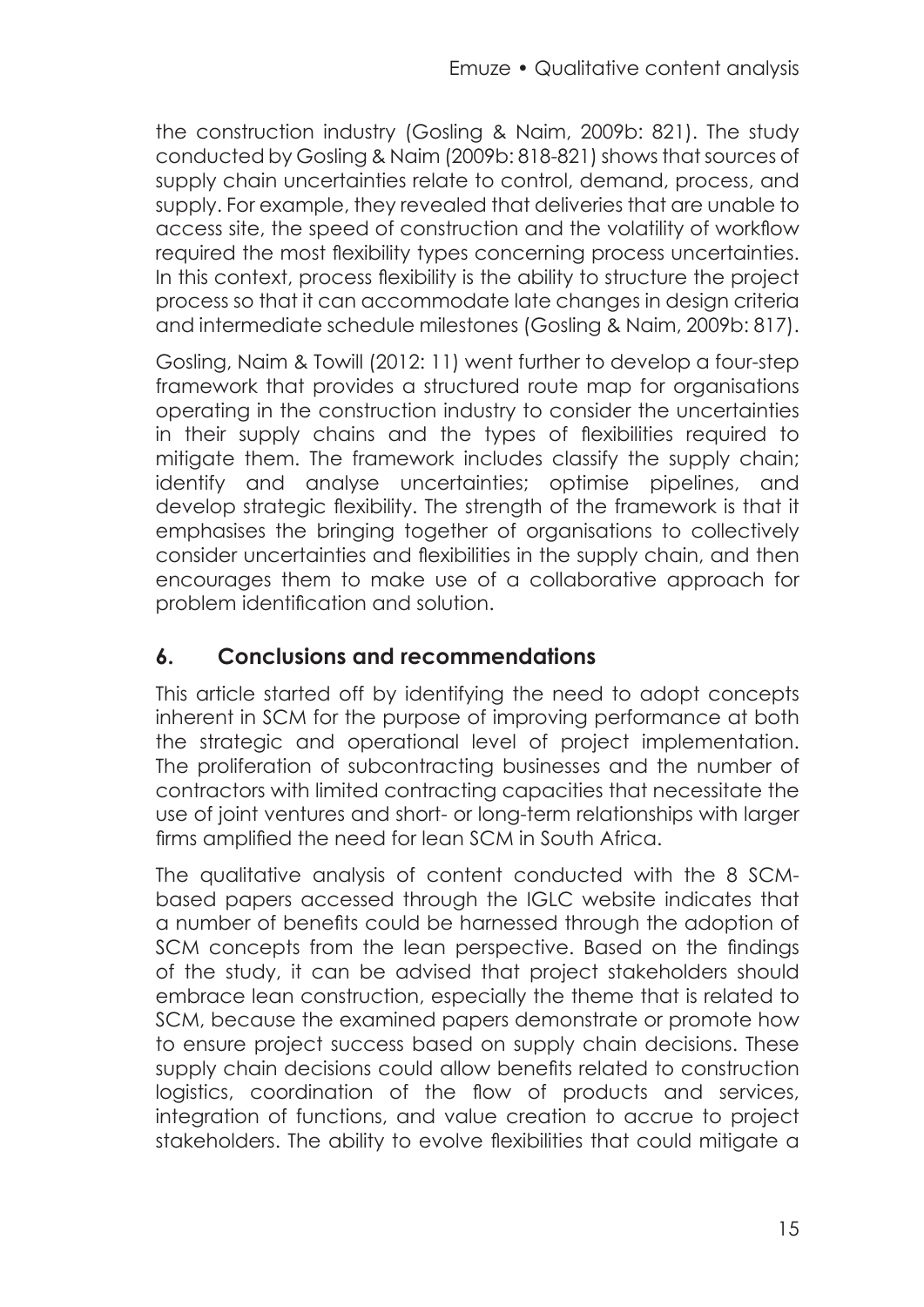the construction industry (Gosling & Naim, 2009b: 821). The study conducted by Gosling & Naim (2009b: 818-821) shows that sources of supply chain uncertainties relate to control, demand, process, and supply. For example, they revealed that deliveries that are unable to access site, the speed of construction and the volatility of workflow required the most flexibility types concerning process uncertainties. In this context, process flexibility is the ability to structure the project process so that it can accommodate late changes in design criteria and intermediate schedule milestones (Gosling & Naim, 2009b: 817).

Gosling, Naim & Towill (2012: 11) went further to develop a four-step framework that provides a structured route map for organisations operating in the construction industry to consider the uncertainties in their supply chains and the types of flexibilities required to mitigate them. The framework includes classify the supply chain; identify and analyse uncertainties; optimise pipelines, and develop strategic flexibility. The strength of the framework is that it emphasises the bringing together of organisations to collectively consider uncertainties and flexibilities in the supply chain, and then encourages them to make use of a collaborative approach for problem identification and solution.

## 6. Conclusions and recommendations

This article started off by identifying the need to adopt concepts inherent in SCM for the purpose of improving performance at both the strategic and operational level of project implementation. The proliferation of subcontracting businesses and the number of contractors with limited contracting capacities that necessitate the use of joint ventures and short- or long-term relationships with larger firms amplified the need for lean SCM in South Africa.

The qualitative analysis of content conducted with the 8 SCM-based papers accessed through the IGLC website indicates that a number of benefits could be harnessed through the adoption of SCM concepts from the lean perspective. Based on the findings of the study, it can be advised that project stakeholders should embrace lean construction, especially the theme that is related to SCM, because the examined papers demonstrate or promote how to ensure project success based on supply chain decisions. These supply chain decisions could allow benefits related to construction logistics, coordination of the flow of products and services, integration of functions, and value creation to accrue to project stakeholders. The ability to evolve flexibilities that could mitigate a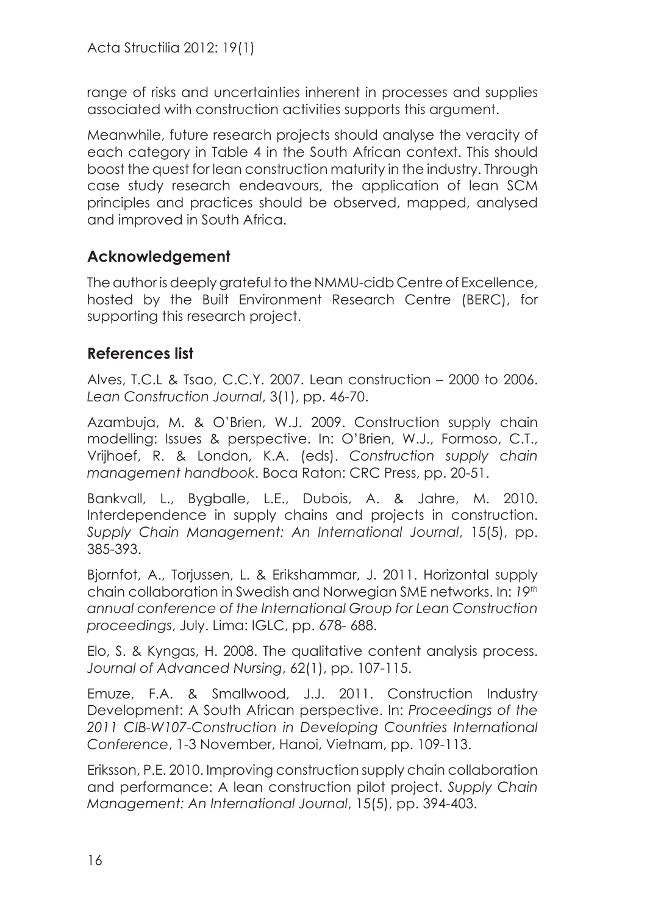range of risks and uncertainties inherent in processes and supplies associated with construction activities supports this argument.

Meanwhile, future research projects should analyse the veracity of each category in Table 4 in the South African context. This should boost the quest for lean construction maturity in the industry. Through case study research endeavours, the application of lean SCM principles and practices should be observed, mapped, analysed and improved in South Africa.

## Acknowledgement

The author is deeply grateful to the NMMU-cidb Centre of Excellence, hosted by the Built Environment Research Centre (BERC), for supporting this research project.

## References list

Alves, T.C.L & Tsao, C.C.Y. 2007. Lean construction – 2000 to 2006. *Lean Construction Journal*, 3(1), pp. 46-70.

Azambuja, M. & O'Brien, W.J. 2009. Construction supply chain modelling: Issues & perspective. In: O'Brien, W.J., Formoso, C.T., Vrijhoef, R. & London, K.A. (eds). *Construction supply chain management handbook*. Boca Raton: CRC Press, pp. 20-51.

Bankvall, L., Bygballe, L.E., Dubois, A. & Jahre, M. 2010. Interdependence in supply chains and projects in construction. *Supply Chain Management: An International Journal*, 15(5), pp. 385-393.

Bjornfot, A., Torjussen, L. & Erikshammar, J. 2011. Horizontal supply chain collaboration in Swedish and Norwegian SME networks. In: *19th annual conference of the International Group for Lean Construction proceedings*, July. Lima: IGLC, pp. 678- 688.

Elo, S. & Kyngas, H. 2008. The qualitative content analysis process. *Journal of Advanced Nursing*, 62(1), pp. 107-115.

Emuze, F.A. & Smallwood, J.J. 2011. Construction Industry Development: A South African perspective. In: *Proceedings of the 2011 CIB-W107-Construction in Developing Countries International Conference*, 1-3 November, Hanoi, Vietnam, pp. 109-113.

Eriksson, P.E. 2010. Improving construction supply chain collaboration and performance: A lean construction pilot project. *Supply Chain Management: An International Journal*, 15(5), pp. 394-403.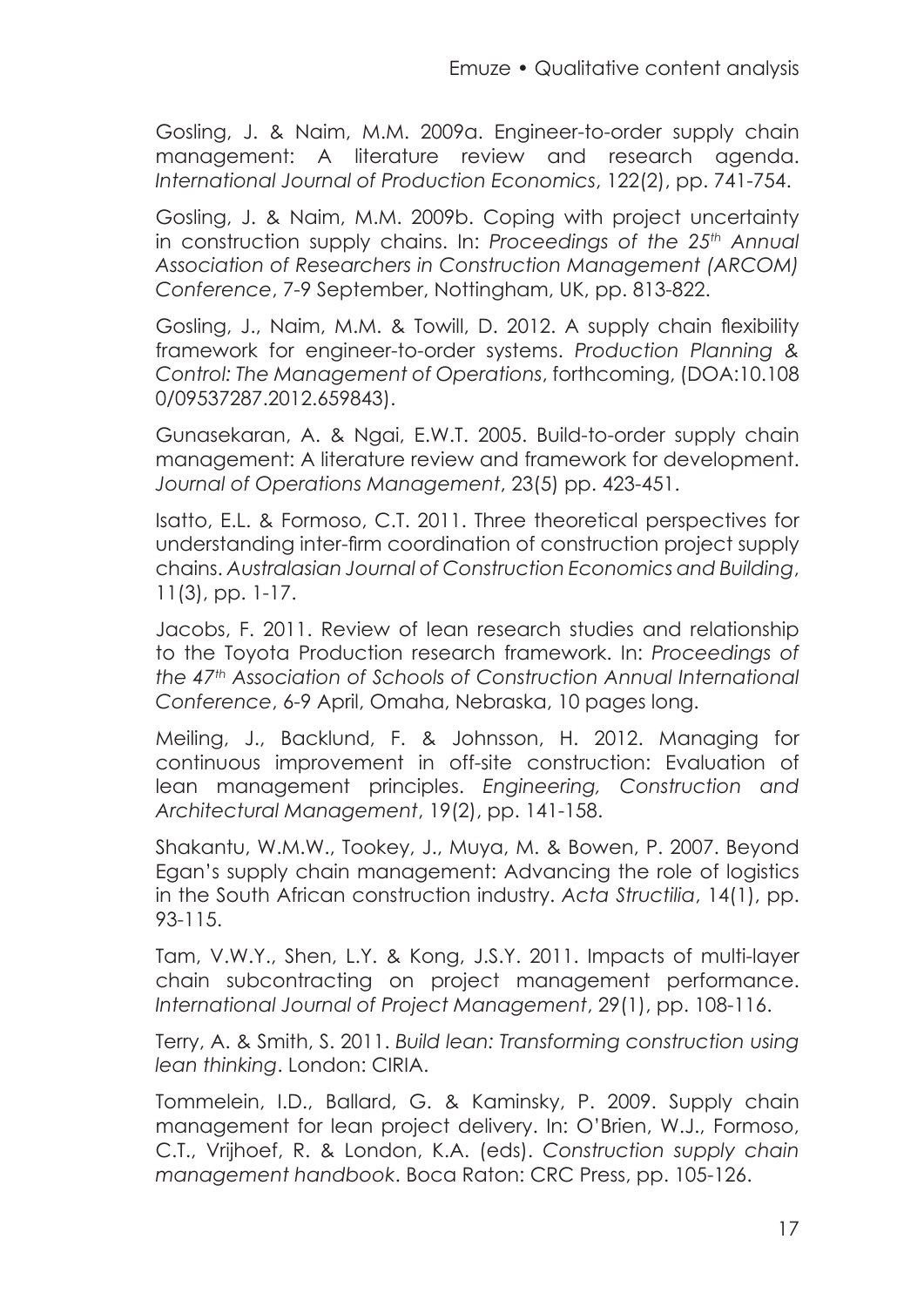Gosling, J. & Naim, M.M. 2009a. Engineer-to-order supply chain management: A literature review and research agenda. *International Journal of Production Economics*, 122(2), pp. 741-754.

Gosling, J. & Naim, M.M. 2009b. Coping with project uncertainty in construction supply chains. In: *Proceedings of the 25th Annual Association of Researchers in Construction Management (ARCOM) Conference*, 7-9 September, Nottingham, UK, pp. 813-822.

Gosling, J., Naim, M.M. & Towill, D. 2012. A supply chain flexibility framework for engineer-to-order systems. *Production Planning & Control: The Management of Operations*, forthcoming, (DOA:10.1080/09537287.2012.659843).

Gunasekaran, A. & Ngai, E.W.T. 2005. Build-to-order supply chain management: A literature review and framework for development. *Journal of Operations Management*, 23(5) pp. 423-451.

Isatto, E.L. & Formoso, C.T. 2011. Three theoretical perspectives for understanding inter-firm coordination of construction project supply chains. *Australasian Journal of Construction Economics and Building*, 11(3), pp. 1-17.

Jacobs, F. 2011. Review of lean research studies and relationship to the Toyota Production research framework. In: *Proceedings of the 47th Association of Schools of Construction Annual International Conference*, 6-9 April, Omaha, Nebraska, 10 pages long.

Meiling, J., Backlund, F. & Johnsson, H. 2012. Managing for continuous improvement in off-site construction: Evaluation of lean management principles. *Engineering, Construction and Architectural Management*, 19(2), pp. 141-158.

Shakantu, W.M.W., Tookey, J., Muya, M. & Bowen, P. 2007. Beyond Egan's supply chain management: Advancing the role of logistics in the South African construction industry. *Acta Structilia*, 14(1), pp. 93-115.

Tam, V.W.Y., Shen, L.Y. & Kong, J.S.Y. 2011. Impacts of multi-layer chain subcontracting on project management performance. *International Journal of Project Management*, 29(1), pp. 108-116.

Terry, A. & Smith, S. 2011. *Build lean: Transforming construction using lean thinking*. London: CIRIA.

Tommelein, I.D., Ballard, G. & Kaminsky, P. 2009. Supply chain management for lean project delivery. In: O'Brien, W.J., Formoso, C.T., Vrijhoef, R. & London, K.A. (eds). *Construction supply chain management handbook*. Boca Raton: CRC Press, pp. 105-126.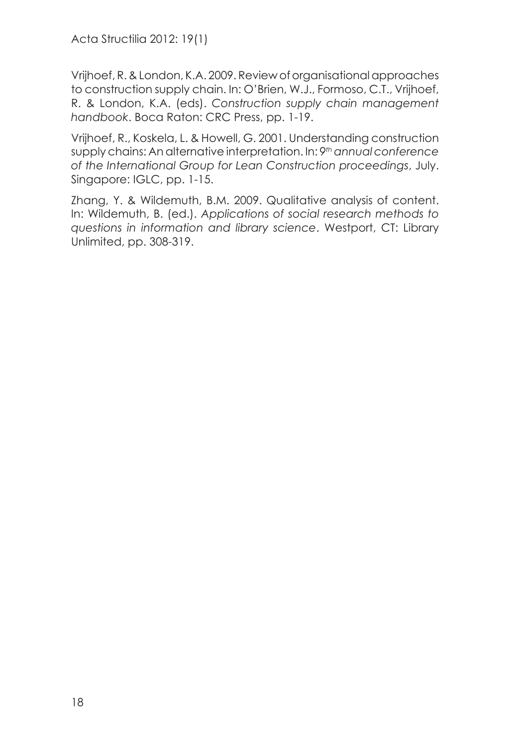Vrijhoef, R. & London, K.A. 2009. Review of organisational approaches to construction supply chain. In: O'Brien, W.J., Formoso, C.T., Vrijhoef, R. & London, K.A. (eds). *Construction supply chain management handbook*. Boca Raton: CRC Press, pp. 1-19.

Vrijhoef, R., Koskela, L. & Howell, G. 2001. Understanding construction supply chains: An alternative interpretation. In: *9th annual conference of the International Group for Lean Construction proceedings*, July. Singapore: IGLC, pp. 1-15.

Zhang, Y. & Wildemuth, B.M. 2009. Qualitative analysis of content. In: Wildemuth, B. (ed.). *Applications of social research methods to questions in information and library science*. Westport, CT: Library Unlimited, pp. 308-319.